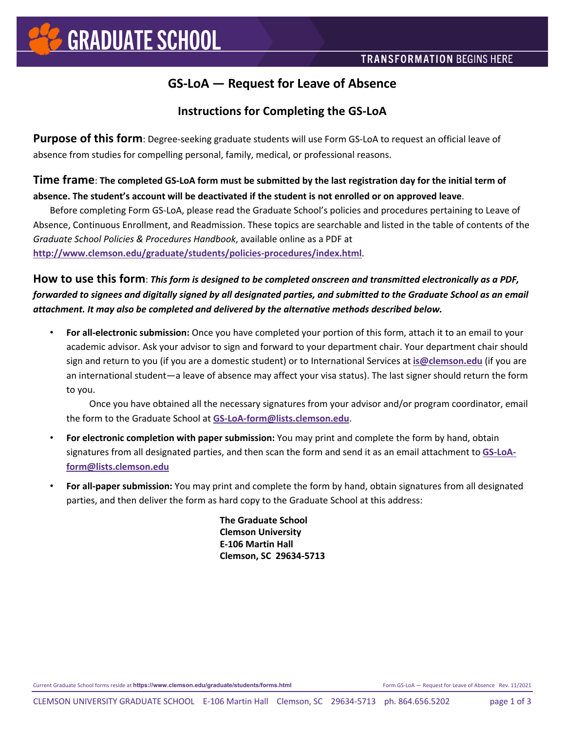# GS-LoA — Request for Leave of Absence

## Instructions for Completing the GS-LoA

**Purpose of this form**: Degree-seeking graduate students will use Form GS-LoA to request an official leave of absence from studies for compelling personal, family, medical, or professional reasons.

**Time frame**: **The completed GS-LoA form must be submitted by the last registration day for the initial term of absence. The student's account will be deactivated if the student is not enrolled or on approved leave**.

Before completing Form GS-LoA, please read the Graduate School's policies and procedures pertaining to Leave of Absence, Continuous Enrollment, and Readmission. These topics are searchable and listed in the table of contents of the *Graduate School Policies & Procedures Handbook*, available online as a PDF at **http://www.clemson.edu/graduate/students/policies-procedures/index.html**.

**How to use this form**: ***This form is designed to be completed onscreen and transmitted electronically as a PDF, forwarded to signees and digitally signed by all designated parties, and submitted to the Graduate School as an email attachment. It may also be completed and delivered by the alternative methods described below.***

- **For all-electronic submission:** Once you have completed your portion of this form, attach it to an email to your academic advisor. Ask your advisor to sign and forward to your department chair. Your department chair should sign and return to you (if you are a domestic student) or to International Services at **is@clemson.edu** (if you are an international student—a leave of absence may affect your visa status). The last signer should return the form to you.

  Once you have obtained all the necessary signatures from your advisor and/or program coordinator, email the form to the Graduate School at **GS-LoA-form@lists.clemson.edu**.

- **For electronic completion with paper submission:** You may print and complete the form by hand, obtain signatures from all designated parties, and then scan the form and send it as an email attachment to **GS-LoA-form@lists.clemson.edu**

- **For all-paper submission:** You may print and complete the form by hand, obtain signatures from all designated parties, and then deliver the form as hard copy to the Graduate School at this address:

  **The Graduate School**
  **Clemson University**
  **E-106 Martin Hall**
  **Clemson, SC 29634-5713**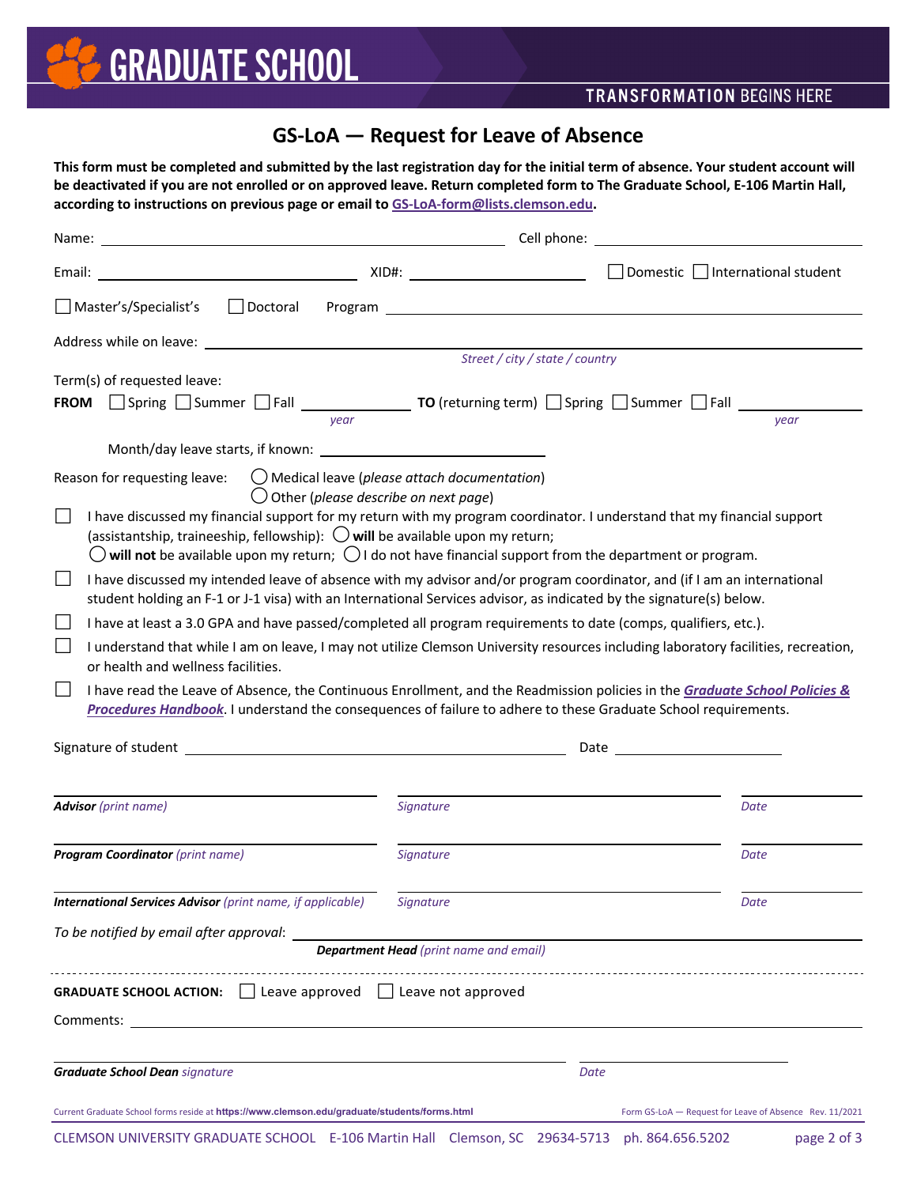GRADUATE SCHOOL

TRANSFORMATION BEGINS HERE

# GS-LoA — Request for Leave of Absence

**This form must be completed and submitted by the last registration day for the initial term of absence. Your student account will be deactivated if you are not enrolled or on approved leave. Return completed form to The Graduate School, E-106 Martin Hall, according to instructions on previous page or email to GS-LoA-form@lists.clemson.edu.**

Name: ______________________________ Cell phone: ______________________________

Email: ______________________ XID#: ______________ ☐ Domestic ☐ International student

☐ Master's/Specialist's ☐ Doctoral Program ______________________________

Address while on leave: ______________________________
*Street / city / state / country*

Term(s) of requested leave:

**FROM** ☐ Spring ☐ Summer ☐ Fall ________ *year* **TO** (returning term) ☐ Spring ☐ Summer ☐ Fall ________ *year*

Month/day leave starts, if known: ______________________

Reason for requesting leave: ◯ Medical leave (*please attach documentation*)
◯ Other (*please describe on next page*)

☐ I have discussed my financial support for my return with my program coordinator. I understand that my financial support (assistantship, traineeship, fellowship): ◯ **will** be available upon my return; ◯ **will not** be available upon my return; ◯ I do not have financial support from the department or program.

☐ I have discussed my intended leave of absence with my advisor and/or program coordinator, and (if I am an international student holding an F-1 or J-1 visa) with an International Services advisor, as indicated by the signature(s) below.

☐ I have at least a 3.0 GPA and have passed/completed all program requirements to date (comps, qualifiers, etc.).

☐ I understand that while I am on leave, I may not utilize Clemson University resources including laboratory facilities, recreation, or health and wellness facilities.

☐ I have read the Leave of Absence, the Continuous Enrollment, and the Readmission policies in the ***Graduate School Policies & Procedures Handbook***. I understand the consequences of failure to adhere to these Graduate School requirements.

Signature of student ______________________________ Date ______________

______________________ ______________________ __________
***Advisor*** *(print name)* *Signature* *Date*

______________________ ______________________ __________
***Program Coordinator*** *(print name)* *Signature* *Date*

______________________ ______________________ __________
***International Services Advisor*** *(print name, if applicable)* *Signature* *Date*

*To be notified by email after approval*: ______________________________
***Department Head*** *(print name and email)*

---

**GRADUATE SCHOOL ACTION:** ☐ Leave approved ☐ Leave not approved

Comments: ______________________________

______________________________ ______________
***Graduate School Dean*** *signature* *Date*

Current Graduate School forms reside at **https://www.clemson.edu/graduate/students/forms.html** Form GS-LoA — Request for Leave of Absence Rev. 11/2021

CLEMSON UNIVERSITY GRADUATE SCHOOL E-106 Martin Hall Clemson, SC 29634-5713 ph. 864.656.5202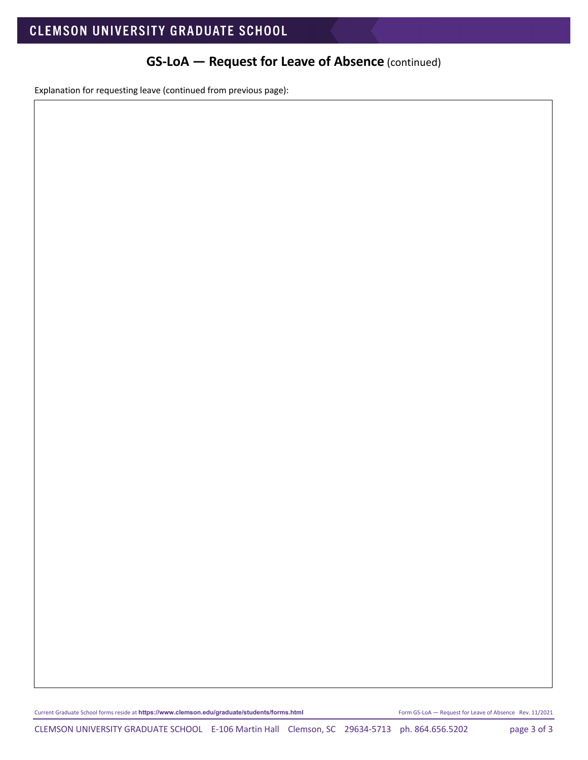# GS-LoA — Request for Leave of Absence (continued)

Explanation for requesting leave (continued from previous page):

Current Graduate School forms reside at **https://www.clemson.edu/graduate/students/forms.html**

Form GS-LoA — Request for Leave of Absence Rev. 11/2021

CLEMSON UNIVERSITY GRADUATE SCHOOL E-106 Martin Hall Clemson, SC 29634-5713 ph. 864.656.5202